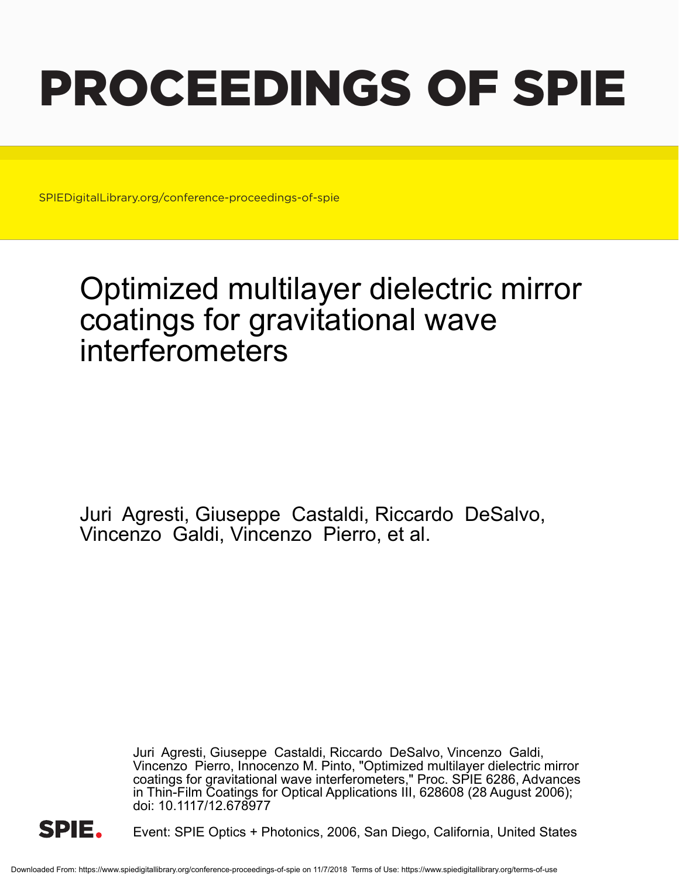# PROCEEDINGS OF SPIE

SPIEDigitalLibrary.org/conference-proceedings-of-spie

## Optimized multilayer dielectric mirror coatings for gravitational wave interferometers

Juri Agresti, Giuseppe Castaldi, Riccardo DeSalvo, Vincenzo Galdi, Vincenzo Pierro, et al.

Juri Agresti, Giuseppe Castaldi, Riccardo DeSalvo, Vincenzo Galdi, Vincenzo Pierro, Innocenzo M. Pinto, "Optimized multilayer dielectric mirror coatings for gravitational wave interferometers," Proc. SPIE 6286, Advances in Thin-Film Coatings for Optical Applications III, 628608 (28 August 2006); doi: 10.1117/12.678977

Event: SPIE Optics + Photonics, 2006, San Diego, California, United States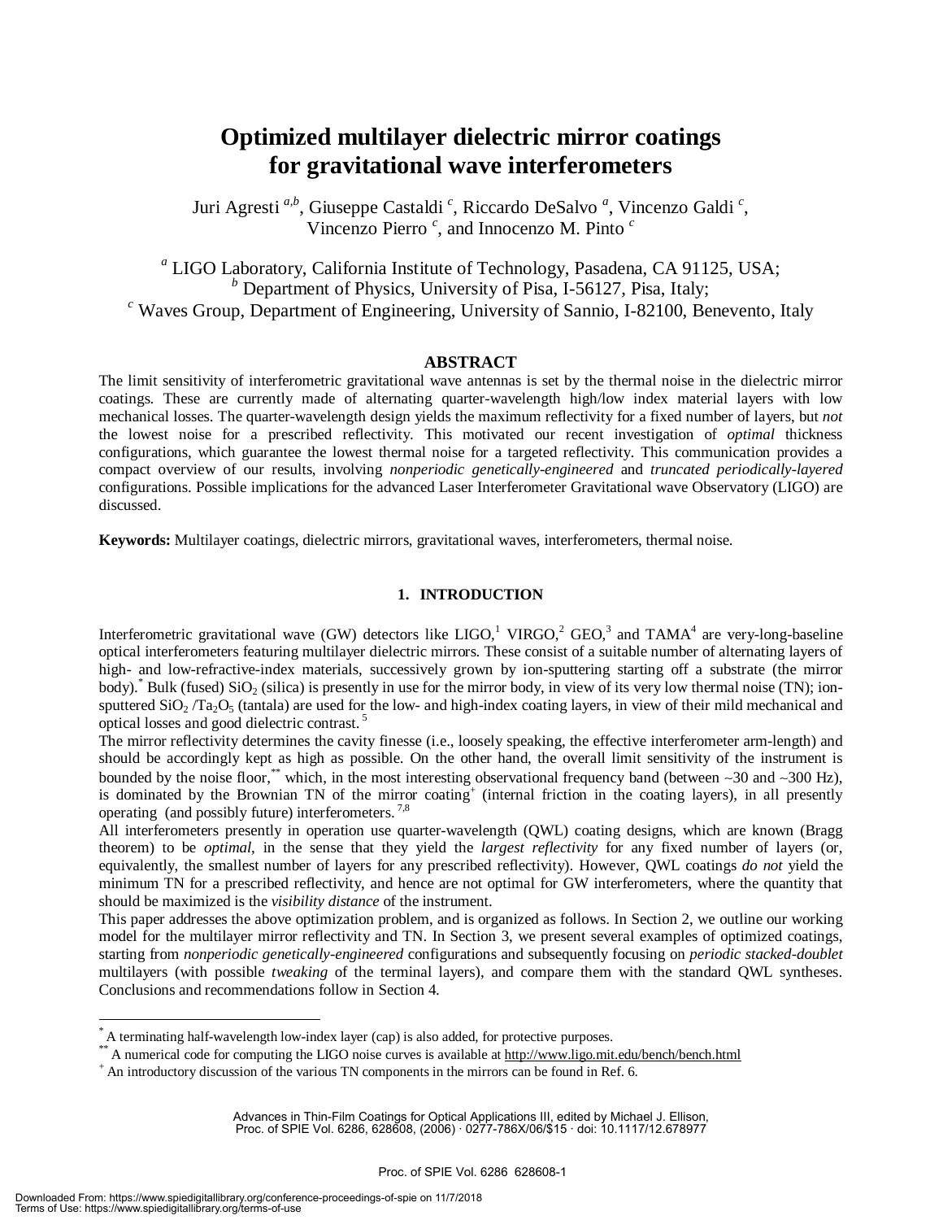# Optimized multilayer dielectric mirror coatings for gravitational wave interferometers

Juri Agresti [a,b], Giuseppe Castaldi [c], Riccardo DeSalvo [a], Vincenzo Galdi [c], Vincenzo Pierro [c], and Innocenzo M. Pinto [c]

[a] LIGO Laboratory, California Institute of Technology, Pasadena, CA 91125, USA;
[b] Department of Physics, University of Pisa, I-56127, Pisa, Italy;
[c] Waves Group, Department of Engineering, University of Sannio, I-82100, Benevento, Italy

## ABSTRACT

The limit sensitivity of interferometric gravitational wave antennas is set by the thermal noise in the dielectric mirror coatings. These are currently made of alternating quarter-wavelength high/low index material layers with low mechanical losses. The quarter-wavelength design yields the maximum reflectivity for a fixed number of layers, but *not* the lowest noise for a prescribed reflectivity. This motivated our recent investigation of *optimal* thickness configurations, which guarantee the lowest thermal noise for a targeted reflectivity. This communication provides a compact overview of our results, involving *nonperiodic genetically-engineered* and *truncated periodically-layered* configurations. Possible implications for the advanced Laser Interferometer Gravitational wave Observatory (LIGO) are discussed.

**Keywords:** Multilayer coatings, dielectric mirrors, gravitational waves, interferometers, thermal noise.

## 1. INTRODUCTION

Interferometric gravitational wave (GW) detectors like LIGO,[1] VIRGO,[2] GEO,[3] and TAMA[4] are very-long-baseline optical interferometers featuring multilayer dielectric mirrors. These consist of a suitable number of alternating layers of high- and low-refractive-index materials, successively grown by ion-sputtering starting off a substrate (the mirror body).[*] Bulk (fused) $SiO_2$ (silica) is presently in use for the mirror body, in view of its very low thermal noise (TN); ion-sputtered $SiO_2$ /$Ta_2O_5$ (tantala) are used for the low- and high-index coating layers, in view of their mild mechanical and optical losses and good dielectric contrast.[5]

The mirror reflectivity determines the cavity finesse (i.e., loosely speaking, the effective interferometer arm-length) and should be accordingly kept as high as possible. On the other hand, the overall limit sensitivity of the instrument is bounded by the noise floor,[**] which, in the most interesting observational frequency band (between ~30 and ~300 Hz), is dominated by the Brownian TN of the mirror coating[+] (internal friction in the coating layers), in all presently operating (and possibly future) interferometers.[7,8]

All interferometers presently in operation use quarter-wavelength (QWL) coating designs, which are known (Bragg theorem) to be *optimal*, in the sense that they yield the *largest reflectivity* for any fixed number of layers (or, equivalently, the smallest number of layers for any prescribed reflectivity). However, QWL coatings *do not* yield the minimum TN for a prescribed reflectivity, and hence are not optimal for GW interferometers, where the quantity that should be maximized is the *visibility distance* of the instrument.

This paper addresses the above optimization problem, and is organized as follows. In Section 2, we outline our working model for the multilayer mirror reflectivity and TN. In Section 3, we present several examples of optimized coatings, starting from *nonperiodic genetically-engineered* configurations and subsequently focusing on *periodic stacked-doublet* multilayers (with possible *tweaking* of the terminal layers), and compare them with the standard QWL syntheses. Conclusions and recommendations follow in Section 4.

---

[*] A terminating half-wavelength low-index layer (cap) is also added, for protective purposes.
[**] A numerical code for computing the LIGO noise curves is available at http://www.ligo.mit.edu/bench/bench.html
[+] An introductory discussion of the various TN components in the mirrors can be found in Ref. 6.

Advances in Thin-Film Coatings for Optical Applications III, edited by Michael J. Ellison, Proc. of SPIE Vol. 6286, 628608, (2006) · 0277-786X/06/$15 · doi: 10.1117/12.678977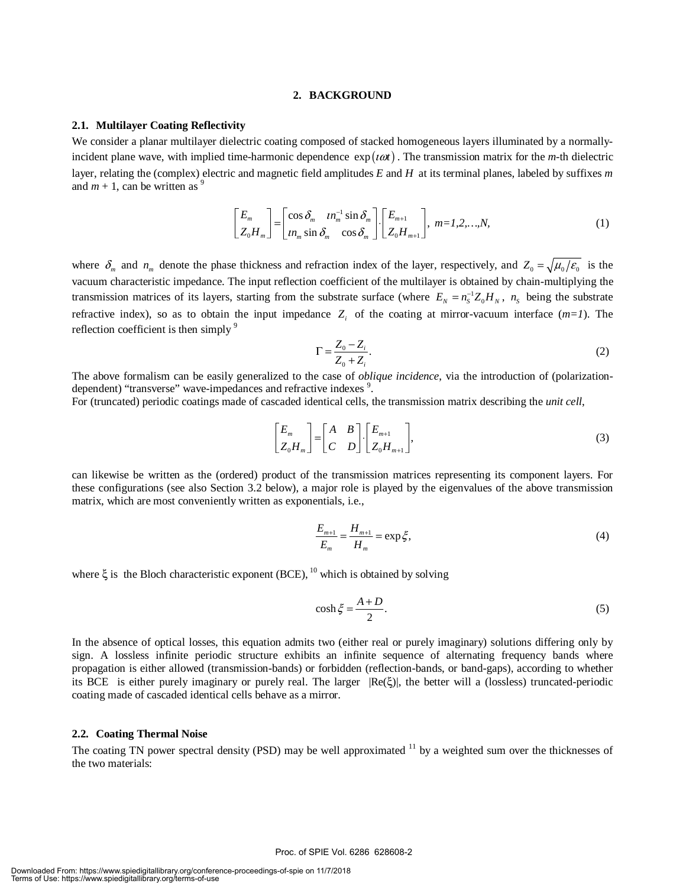## 2. BACKGROUND

### 2.1. Multilayer Coating Reflectivity

We consider a planar multilayer dielectric coating composed of stacked homogeneous layers illuminated by a normally-incident plane wave, with implied time-harmonic dependence $\exp(\imath\omega t)$. The transmission matrix for the *m*-th dielectric layer, relating the (complex) electric and magnetic field amplitudes $E$ and $H$ at its terminal planes, labeled by suffixes *m* and *m* + 1, can be written as [9]

$$\begin{bmatrix} E_m \\ Z_0 H_m \end{bmatrix} = \begin{bmatrix} \cos\delta_m & \imath n_m^{-1}\sin\delta_m \\ \imath n_m \sin\delta_m & \cos\delta_m \end{bmatrix} \cdot \begin{bmatrix} E_{m+1} \\ Z_0 H_{m+1} \end{bmatrix}, \; m=1,2,\ldots,N, \tag{1}$$

where $\delta_m$ and $n_m$ denote the phase thickness and refraction index of the layer, respectively, and $Z_0 = \sqrt{\mu_0/\varepsilon_0}$ is the vacuum characteristic impedance. The input reflection coefficient of the multilayer is obtained by chain-multiplying the transmission matrices of its layers, starting from the substrate surface (where $E_N = n_S^{-1} Z_0 H_N$, $n_S$ being the substrate refractive index), so as to obtain the input impedance $Z_i$ of the coating at mirror-vacuum interface (*m=1*). The reflection coefficient is then simply [9]

$$\Gamma = \frac{Z_0 - Z_i}{Z_0 + Z_i}. \tag{2}$$

The above formalism can be easily generalized to the case of *oblique incidence*, via the introduction of (polarization-dependent) "transverse" wave-impedances and refractive indexes [9].

For (truncated) periodic coatings made of cascaded identical cells, the transmission matrix describing the *unit cell*,

$$\begin{bmatrix} E_m \\ Z_0 H_m \end{bmatrix} = \begin{bmatrix} A & B \\ C & D \end{bmatrix} \cdot \begin{bmatrix} E_{m+1} \\ Z_0 H_{m+1} \end{bmatrix}, \tag{3}$$

can likewise be written as the (ordered) product of the transmission matrices representing its component layers. For these configurations (see also Section 3.2 below), a major role is played by the eigenvalues of the above transmission matrix, which are most conveniently written as exponentials, i.e.,

$$\frac{E_{m+1}}{E_m} = \frac{H_{m+1}}{H_m} = \exp\xi, \tag{4}$$

where $\xi$ is the Bloch characteristic exponent (BCE), [10] which is obtained by solving

$$\cosh\xi = \frac{A+D}{2}. \tag{5}$$

In the absence of optical losses, this equation admits two (either real or purely imaginary) solutions differing only by sign. A lossless infinite periodic structure exhibits an infinite sequence of alternating frequency bands where propagation is either allowed (transmission-bands) or forbidden (reflection-bands, or band-gaps), according to whether its BCE is either purely imaginary or purely real. The larger $|\text{Re}(\xi)|$, the better will a (lossless) truncated-periodic coating made of cascaded identical cells behave as a mirror.

### 2.2. Coating Thermal Noise

The coating TN power spectral density (PSD) may be well approximated [11] by a weighted sum over the thicknesses of the two materials: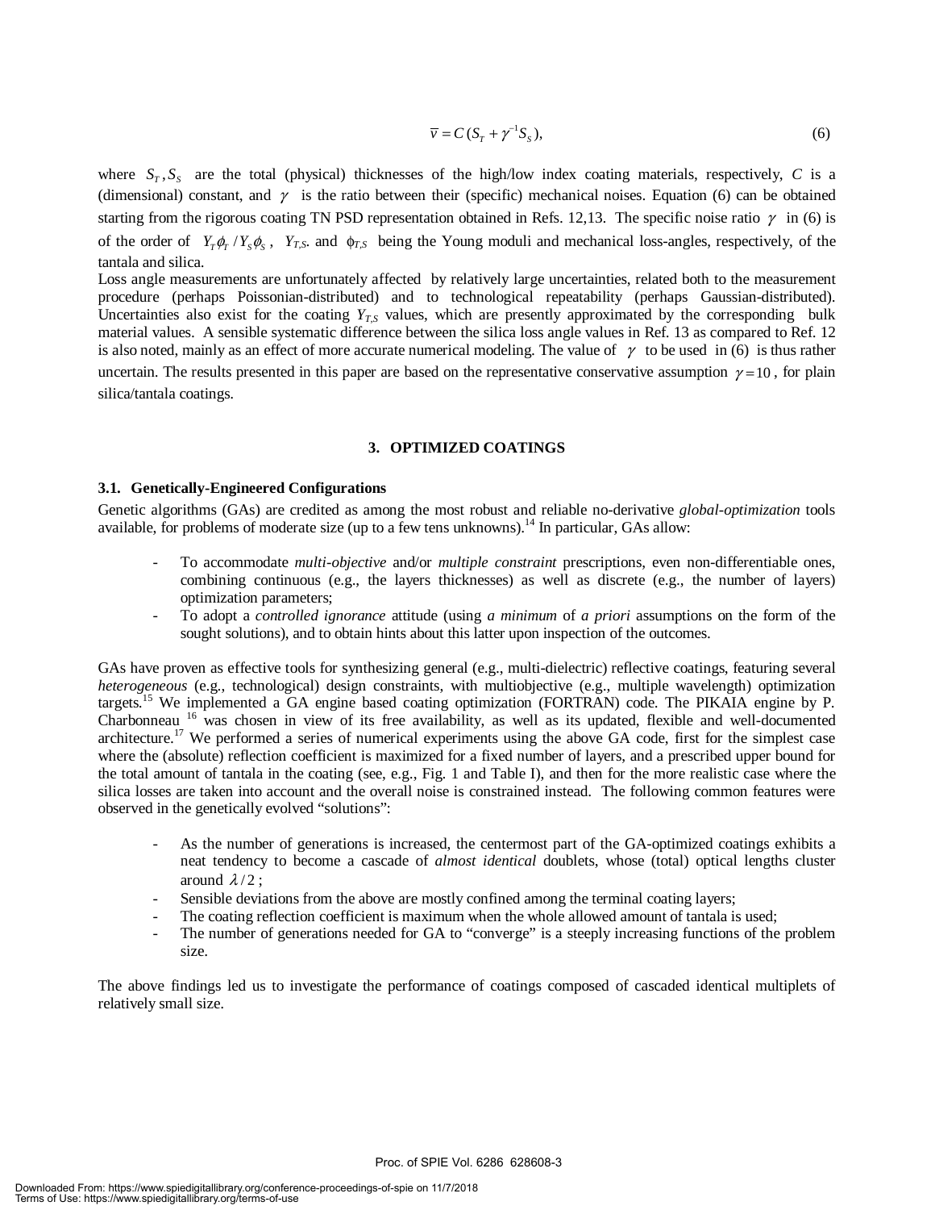$$\overline{v} = C\,(S_T + \gamma^{-1} S_S), \tag{6}$$

where $S_T, S_S$ are the total (physical) thicknesses of the high/low index coating materials, respectively, $C$ is a (dimensional) constant, and $\gamma$ is the ratio between their (specific) mechanical noises. Equation (6) can be obtained starting from the rigorous coating TN PSD representation obtained in Refs. 12,13. The specific noise ratio $\gamma$ in (6) is of the order of $Y_T\phi_T / Y_S\phi_S$, $Y_{T,S}$. and $\phi_{T,S}$ being the Young moduli and mechanical loss-angles, respectively, of the tantala and silica.

Loss angle measurements are unfortunately affected by relatively large uncertainties, related both to the measurement procedure (perhaps Poissonian-distributed) and to technological repeatability (perhaps Gaussian-distributed). Uncertainties also exist for the coating $Y_{T,S}$ values, which are presently approximated by the corresponding bulk material values. A sensible systematic difference between the silica loss angle values in Ref. 13 as compared to Ref. 12 is also noted, mainly as an effect of more accurate numerical modeling. The value of $\gamma$ to be used in (6) is thus rather uncertain. The results presented in this paper are based on the representative conservative assumption $\gamma = 10$, for plain silica/tantala coatings.

## 3. OPTIMIZED COATINGS

### 3.1. Genetically-Engineered Configurations

Genetic algorithms (GAs) are credited as among the most robust and reliable no-derivative *global-optimization* tools available, for problems of moderate size (up to a few tens unknowns).[14] In particular, GAs allow:

- To accommodate *multi-objective* and/or *multiple constraint* prescriptions, even non-differentiable ones, combining continuous (e.g., the layers thicknesses) as well as discrete (e.g., the number of layers) optimization parameters;
- To adopt a *controlled ignorance* attitude (using *a minimum* of *a priori* assumptions on the form of the sought solutions), and to obtain hints about this latter upon inspection of the outcomes.

GAs have proven as effective tools for synthesizing general (e.g., multi-dielectric) reflective coatings, featuring several *heterogeneous* (e.g., technological) design constraints, with multiobjective (e.g., multiple wavelength) optimization targets.[15] We implemented a GA engine based coating optimization (FORTRAN) code. The PIKAIA engine by P. Charbonneau [16] was chosen in view of its free availability, as well as its updated, flexible and well-documented architecture.[17] We performed a series of numerical experiments using the above GA code, first for the simplest case where the (absolute) reflection coefficient is maximized for a fixed number of layers, and a prescribed upper bound for the total amount of tantala in the coating (see, e.g., Fig. 1 and Table I), and then for the more realistic case where the silica losses are taken into account and the overall noise is constrained instead. The following common features were observed in the genetically evolved "solutions":

- As the number of generations is increased, the centermost part of the GA-optimized coatings exhibits a neat tendency to become a cascade of *almost identical* doublets, whose (total) optical lengths cluster around $\lambda/2$;
- Sensible deviations from the above are mostly confined among the terminal coating layers;
- The coating reflection coefficient is maximum when the whole allowed amount of tantala is used;
- The number of generations needed for GA to "converge" is a steeply increasing functions of the problem size.

The above findings led us to investigate the performance of coatings composed of cascaded identical multiplets of relatively small size.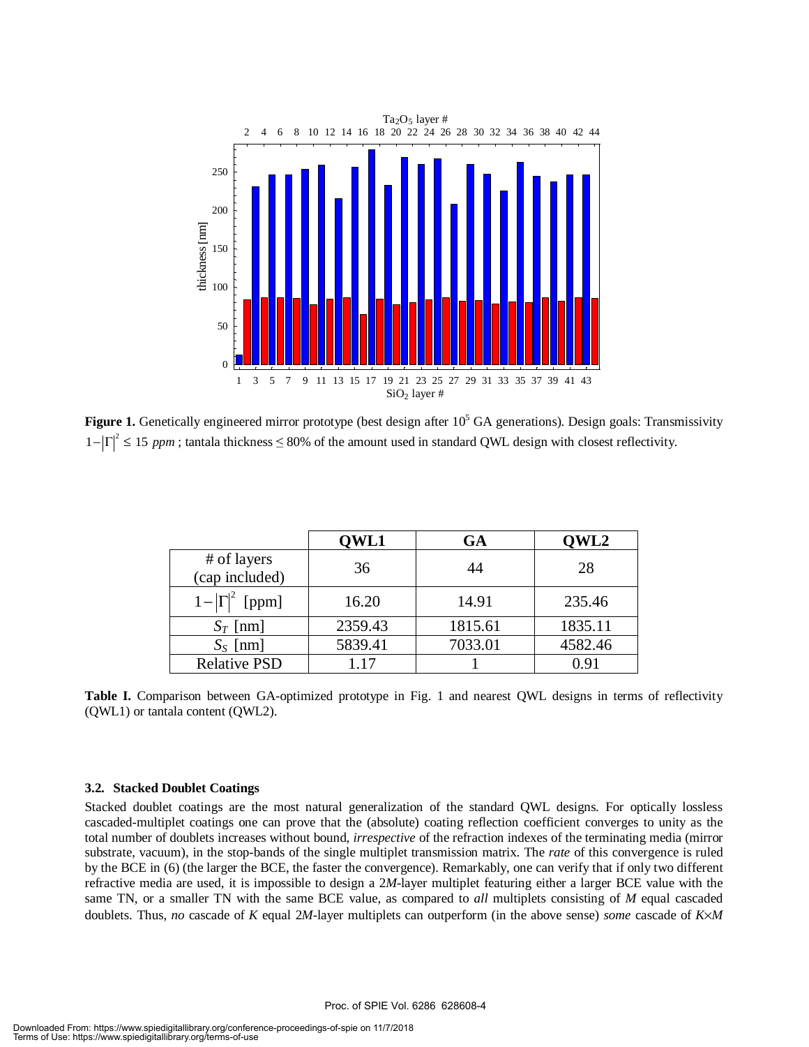**Figure 1.** Genetically engineered mirror prototype (best design after $10^5$ GA generations). Design goals: Transmissivity $1-|\Gamma|^2 \leq 15$ *ppm* ; tantala thickness ≤ 80% of the amount used in standard QWL design with closest reflectivity.

| | QWL1 | GA | QWL2 |
|---|---|---|---|
| # of layers (cap included) | 36 | 44 | 28 |
| $1-\|\Gamma\|^2$ [ppm] | 16.20 | 14.91 | 235.46 |
| $S_T$ [nm] | 2359.43 | 1815.61 | 1835.11 |
| $S_S$ [nm] | 5839.41 | 7033.01 | 4582.46 |
| Relative PSD | 1.17 | 1 | 0.91 |

**Table I.** Comparison between GA-optimized prototype in Fig. 1 and nearest QWL designs in terms of reflectivity (QWL1) or tantala content (QWL2).

### 3.2. Stacked Doublet Coatings

Stacked doublet coatings are the most natural generalization of the standard QWL designs. For optically lossless cascaded-multiplet coatings one can prove that the (absolute) coating reflection coefficient converges to unity as the total number of doublets increases without bound, *irrespective* of the refraction indexes of the terminating media (mirror substrate, vacuum), in the stop-bands of the single multiplet transmission matrix. The *rate* of this convergence is ruled by the BCE in (6) (the larger the BCE, the faster the convergence). Remarkably, one can verify that if only two different refractive media are used, it is impossible to design a $2M$-layer multiplet featuring either a larger BCE value with the same TN, or a smaller TN with the same BCE value, as compared to *all* multiplets consisting of $M$ equal cascaded doublets. Thus, *no* cascade of $K$ equal $2M$-layer multiplets can outperform (in the above sense) *some* cascade of $K\times M$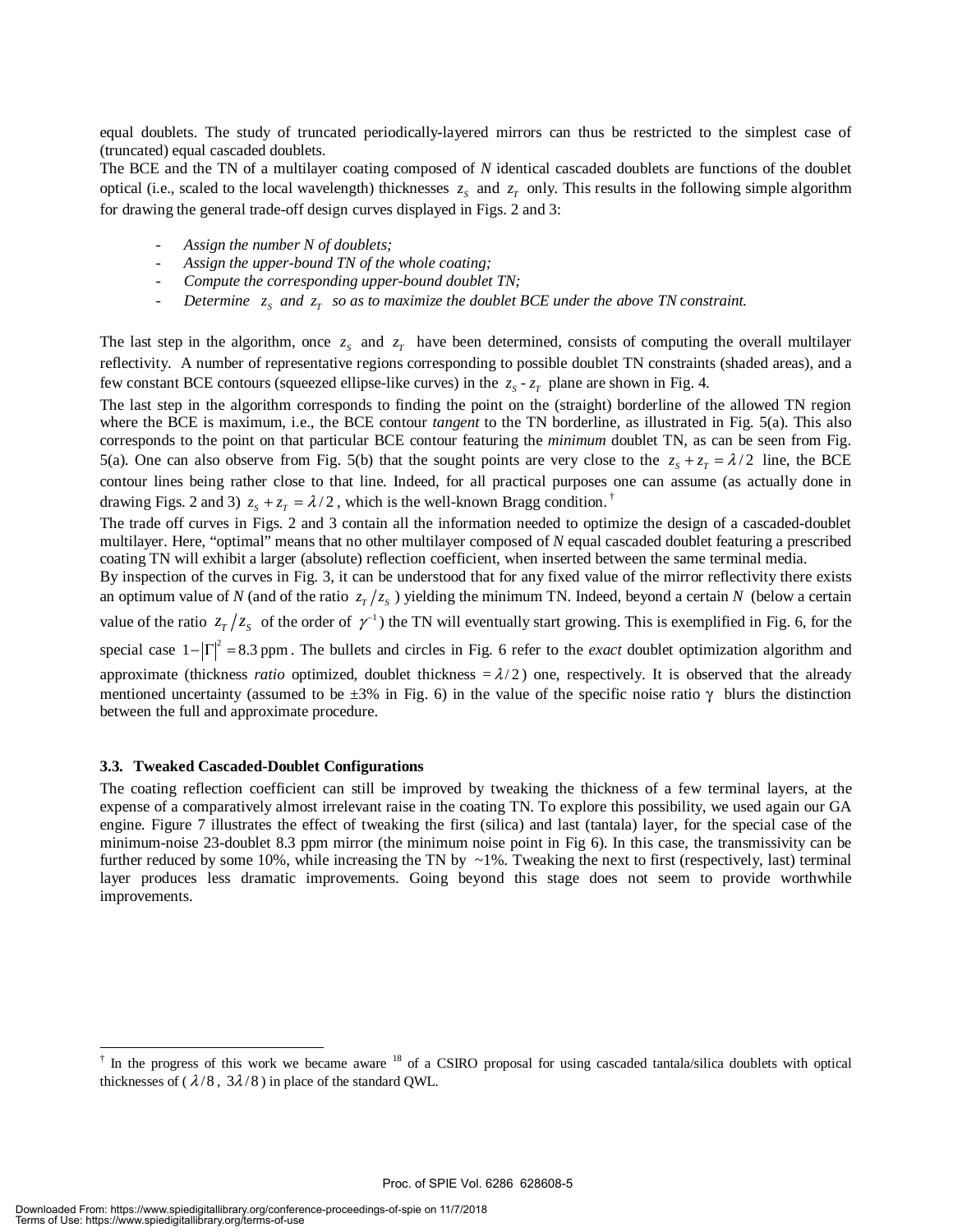equal doublets. The study of truncated periodically-layered mirrors can thus be restricted to the simplest case of (truncated) equal cascaded doublets.

The BCE and the TN of a multilayer coating composed of *N* identical cascaded doublets are functions of the doublet optical (i.e., scaled to the local wavelength) thicknesses $z_S$ and $z_T$ only. This results in the following simple algorithm for drawing the general trade-off design curves displayed in Figs. 2 and 3:

- *Assign the number N of doublets;*
- *Assign the upper-bound TN of the whole coating;*
- *Compute the corresponding upper-bound doublet TN;*
- *Determine $z_S$ and $z_T$ so as to maximize the doublet BCE under the above TN constraint.*

The last step in the algorithm, once $z_S$ and $z_T$ have been determined, consists of computing the overall multilayer reflectivity. A number of representative regions corresponding to possible doublet TN constraints (shaded areas), and a few constant BCE contours (squeezed ellipse-like curves) in the $z_S$ - $z_T$ plane are shown in Fig. 4.

The last step in the algorithm corresponds to finding the point on the (straight) borderline of the allowed TN region where the BCE is maximum, i.e., the BCE contour *tangent* to the TN borderline, as illustrated in Fig. 5(a). This also corresponds to the point on that particular BCE contour featuring the *minimum* doublet TN, as can be seen from Fig. 5(a). One can also observe from Fig. 5(b) that the sought points are very close to the $z_S + z_T = \lambda/2$ line, the BCE contour lines being rather close to that line. Indeed, for all practical purposes one can assume (as actually done in drawing Figs. 2 and 3) $z_S + z_T = \lambda/2$, which is the well-known Bragg condition.[†]

The trade off curves in Figs. 2 and 3 contain all the information needed to optimize the design of a cascaded-doublet multilayer. Here, "optimal" means that no other multilayer composed of *N* equal cascaded doublet featuring a prescribed coating TN will exhibit a larger (absolute) reflection coefficient, when inserted between the same terminal media.

By inspection of the curves in Fig. 3, it can be understood that for any fixed value of the mirror reflectivity there exists an optimum value of *N* (and of the ratio $z_T/z_S$) yielding the minimum TN. Indeed, beyond a certain *N* (below a certain value of the ratio $z_T/z_S$ of the order of $\gamma^{-1}$) the TN will eventually start growing. This is exemplified in Fig. 6, for the special case $1-|\Gamma|^2 = 8.3\,\text{ppm}$. The bullets and circles in Fig. 6 refer to the *exact* doublet optimization algorithm and approximate (thickness *ratio* optimized, doublet thickness $= \lambda/2$) one, respectively. It is observed that the already mentioned uncertainty (assumed to be ±3% in Fig. 6) in the value of the specific noise ratio $\gamma$ blurs the distinction between the full and approximate procedure.

### 3.3. Tweaked Cascaded-Doublet Configurations

The coating reflection coefficient can still be improved by tweaking the thickness of a few terminal layers, at the expense of a comparatively almost irrelevant raise in the coating TN. To explore this possibility, we used again our GA engine. Figure 7 illustrates the effect of tweaking the first (silica) and last (tantala) layer, for the special case of the minimum-noise 23-doublet 8.3 ppm mirror (the minimum noise point in Fig 6). In this case, the transmissivity can be further reduced by some 10%, while increasing the TN by ~1%. Tweaking the next to first (respectively, last) terminal layer produces less dramatic improvements. Going beyond this stage does not seem to provide worthwhile improvements.

---

[†] In the progress of this work we became aware [18] of a CSIRO proposal for using cascaded tantala/silica doublets with optical thicknesses of ($\lambda/8$, $3\lambda/8$) in place of the standard QWL.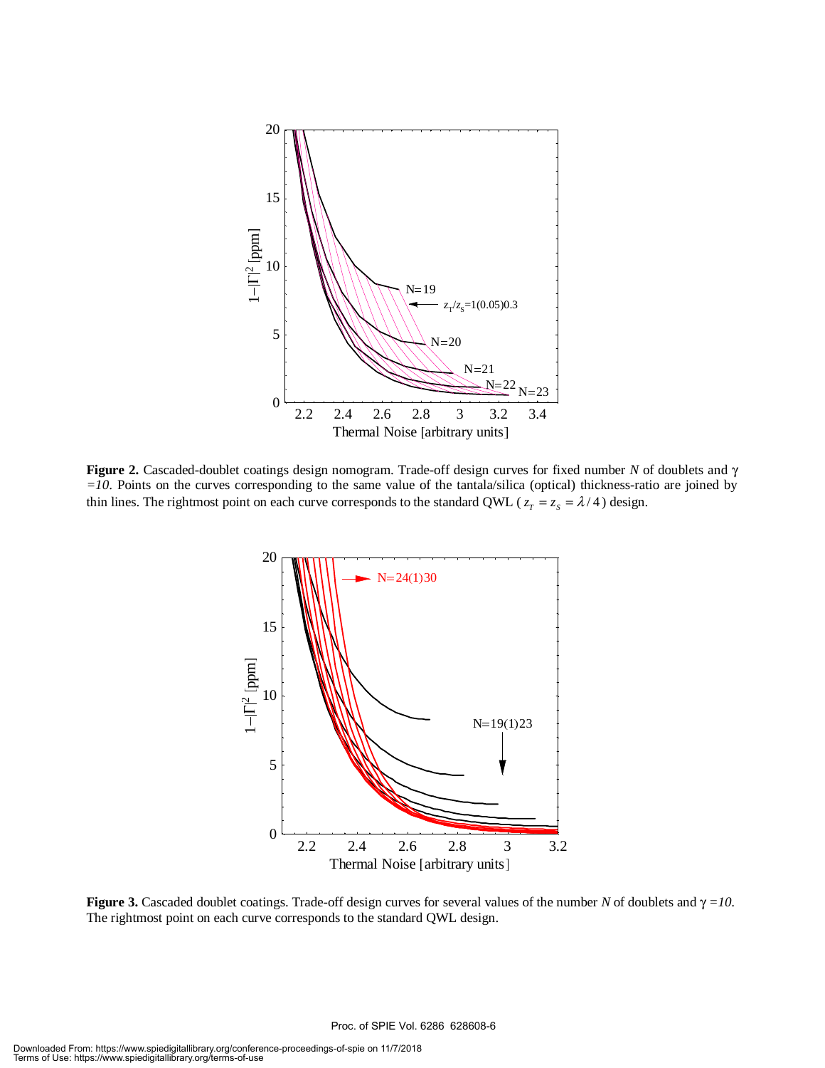**Figure 2.** Cascaded-doublet coatings design nomogram. Trade-off design curves for fixed number *N* of doublets and $\gamma = 10$. Points on the curves corresponding to the same value of the tantala/silica (optical) thickness-ratio are joined by thin lines. The rightmost point on each curve corresponds to the standard QWL ($z_T = z_S = \lambda/4$) design.

**Figure 3.** Cascaded doublet coatings. Trade-off design curves for several values of the number *N* of doublets and $\gamma = 10$. The rightmost point on each curve corresponds to the standard QWL design.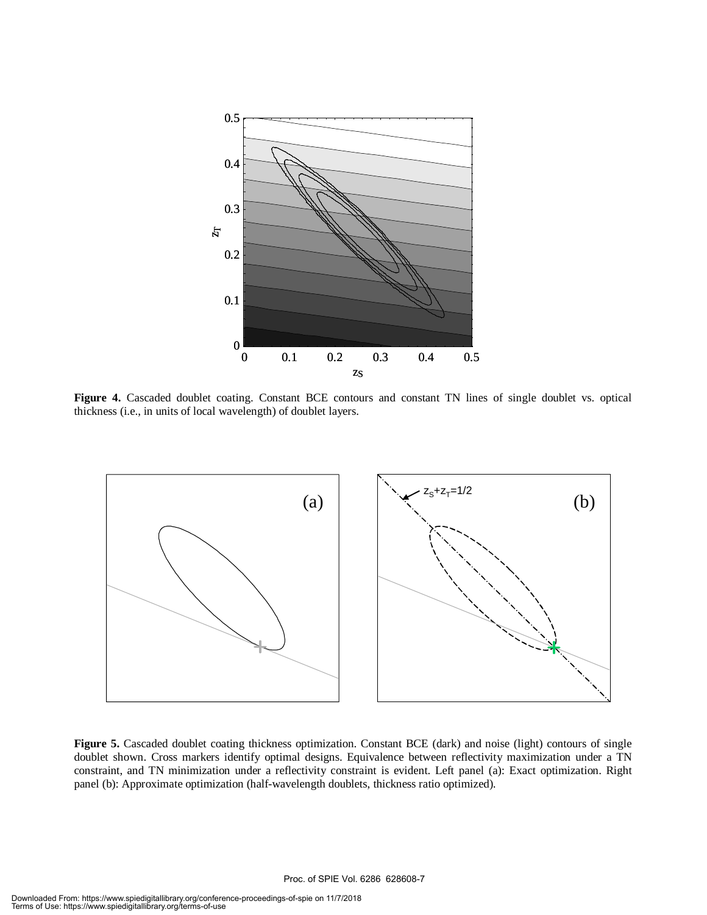**Figure 4.** Cascaded doublet coating. Constant BCE contours and constant TN lines of single doublet vs. optical thickness (i.e., in units of local wavelength) of doublet layers.

**Figure 5.** Cascaded doublet coating thickness optimization. Constant BCE (dark) and noise (light) contours of single doublet shown. Cross markers identify optimal designs. Equivalence between reflectivity maximization under a TN constraint, and TN minimization under a reflectivity constraint is evident. Left panel (a): Exact optimization. Right panel (b): Approximate optimization (half-wavelength doublets, thickness ratio optimized).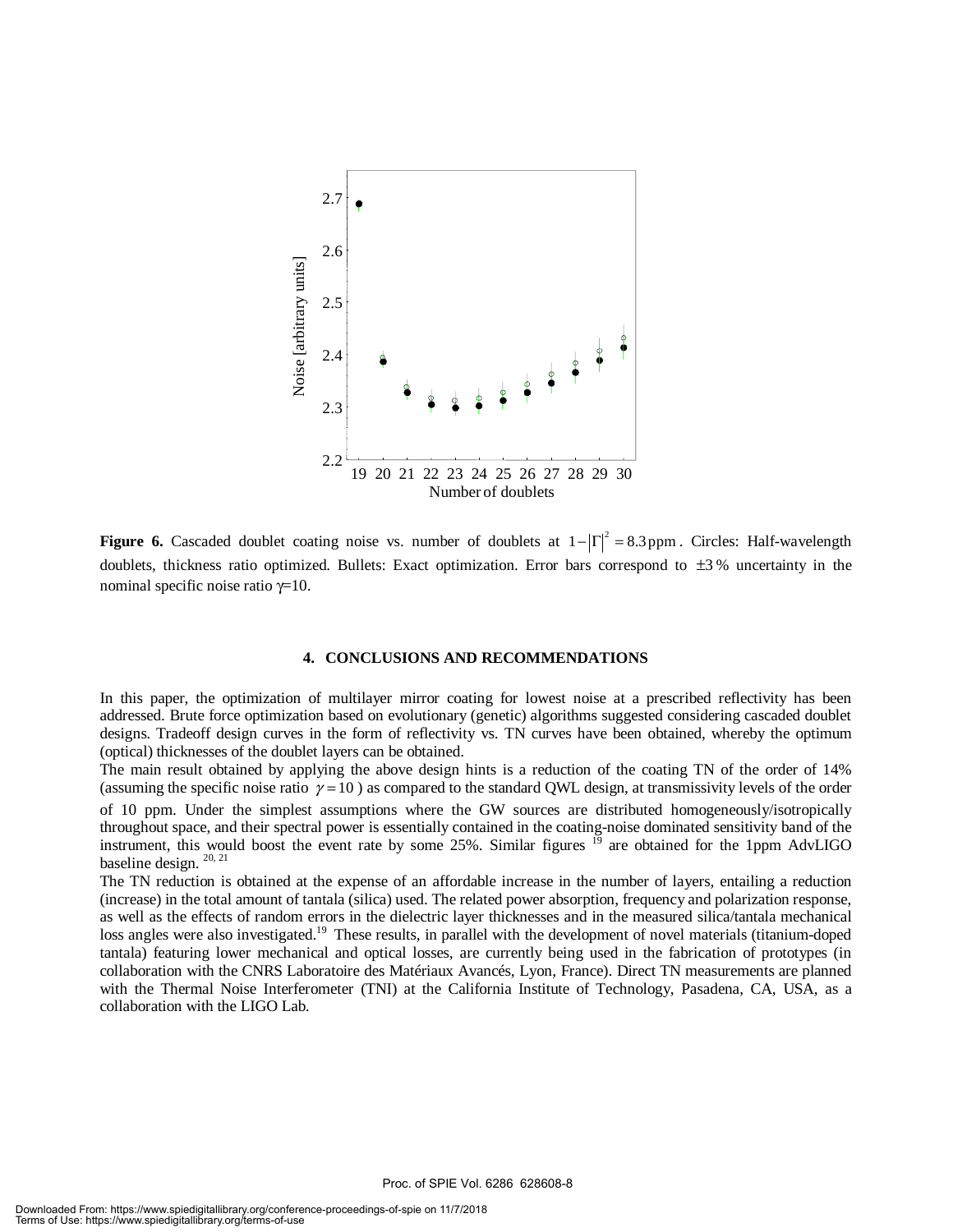**Figure 6.** Cascaded doublet coating noise vs. number of doublets at $1-|\Gamma|^2 = 8.3\,\text{ppm}$. Circles: Half-wavelength doublets, thickness ratio optimized. Bullets: Exact optimization. Error bars correspond to $\pm 3\,\%$ uncertainty in the nominal specific noise ratio $\gamma$=10.

## 4. CONCLUSIONS AND RECOMMENDATIONS

In this paper, the optimization of multilayer mirror coating for lowest noise at a prescribed reflectivity has been addressed. Brute force optimization based on evolutionary (genetic) algorithms suggested considering cascaded doublet designs. Tradeoff design curves in the form of reflectivity vs. TN curves have been obtained, whereby the optimum (optical) thicknesses of the doublet layers can be obtained.

The main result obtained by applying the above design hints is a reduction of the coating TN of the order of 14% (assuming the specific noise ratio $\gamma = 10$) as compared to the standard QWL design, at transmissivity levels of the order of 10 ppm. Under the simplest assumptions where the GW sources are distributed homogeneously/isotropically throughout space, and their spectral power is essentially contained in the coating-noise dominated sensitivity band of the instrument, this would boost the event rate by some 25%. Similar figures [19] are obtained for the 1ppm AdvLIGO baseline design. [20, 21]

The TN reduction is obtained at the expense of an affordable increase in the number of layers, entailing a reduction (increase) in the total amount of tantala (silica) used. The related power absorption, frequency and polarization response, as well as the effects of random errors in the dielectric layer thicknesses and in the measured silica/tantala mechanical loss angles were also investigated.[19] These results, in parallel with the development of novel materials (titanium-doped tantala) featuring lower mechanical and optical losses, are currently being used in the fabrication of prototypes (in collaboration with the CNRS Laboratoire des Matériaux Avancés, Lyon, France). Direct TN measurements are planned with the Thermal Noise Interferometer (TNI) at the California Institute of Technology, Pasadena, CA, USA, as a collaboration with the LIGO Lab.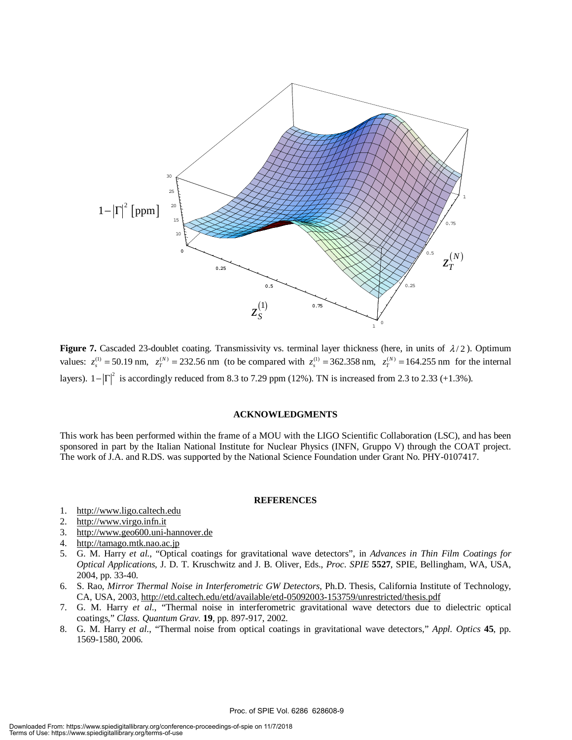**Figure 7.** Cascaded 23-doublet coating. Transmissivity vs. terminal layer thickness (here, in units of $\lambda/2$). Optimum values: $z_s^{(1)} = 50.19$ nm, $z_T^{(N)} = 232.56$ nm (to be compared with $z_s^{(1)} = 362.358$ nm, $z_T^{(N)} = 164.255$ nm for the internal layers). $1-|\Gamma|^2$ is accordingly reduced from 8.3 to 7.29 ppm (12%). TN is increased from 2.3 to 2.33 (+1.3%).

## ACKNOWLEDGMENTS

This work has been performed within the frame of a MOU with the LIGO Scientific Collaboration (LSC), and has been sponsored in part by the Italian National Institute for Nuclear Physics (INFN, Gruppo V) through the COAT project. The work of J.A. and R.DS. was supported by the National Science Foundation under Grant No. PHY-0107417.

## REFERENCES

1. http://www.ligo.caltech.edu
2. http://www.virgo.infn.it
3. http://www.geo600.uni-hannover.de
4. http://tamago.mtk.nao.ac.jp
5. G. M. Harry *et al.*, "Optical coatings for gravitational wave detectors", in *Advances in Thin Film Coatings for Optical Applications*, J. D. T. Kruschwitz and J. B. Oliver, Eds., *Proc. SPIE* **5527**, SPIE, Bellingham, WA, USA, 2004, pp. 33-40.
6. S. Rao, *Mirror Thermal Noise in Interferometric GW Detectors*, Ph.D. Thesis, California Institute of Technology, CA, USA, 2003, http://etd.caltech.edu/etd/available/etd-05092003-153759/unrestricted/thesis.pdf
7. G. M. Harry *et al.*, "Thermal noise in interferometric gravitational wave detectors due to dielectric optical coatings," *Class. Quantum Grav.* **19**, pp. 897-917, 2002.
8. G. M. Harry *et al.*, "Thermal noise from optical coatings in gravitational wave detectors," *Appl. Optics* **45**, pp. 1569-1580, 2006.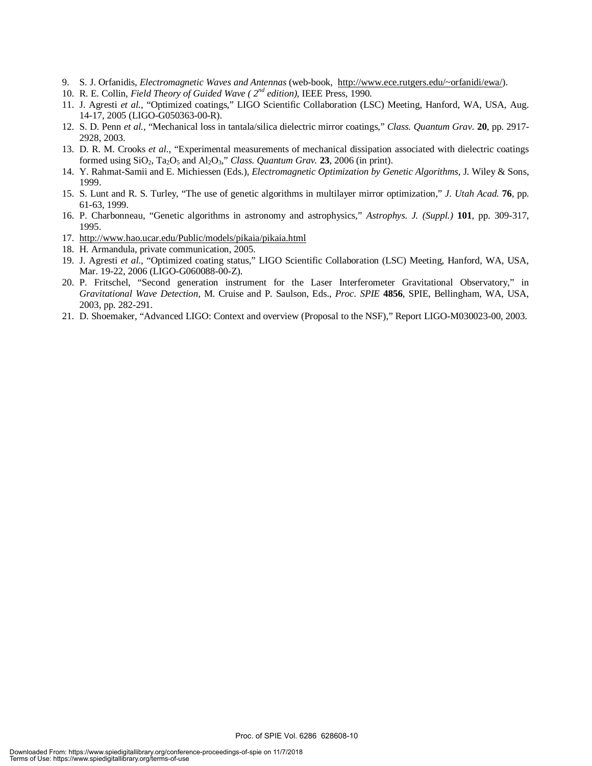9. S. J. Orfanidis, *Electromagnetic Waves and Antennas* (web-book, http://www.ece.rutgers.edu/~orfanidi/ewa/).
10. R. E. Collin, *Field Theory of Guided Wave ( 2nd edition)*, IEEE Press, 1990.
11. J. Agresti *et al.*, "Optimized coatings," LIGO Scientific Collaboration (LSC) Meeting, Hanford, WA, USA, Aug. 14-17, 2005 (LIGO-G050363-00-R).
12. S. D. Penn *et al.*, "Mechanical loss in tantala/silica dielectric mirror coatings," *Class. Quantum Grav.* **20**, pp. 2917-2928, 2003.
13. D. R. M. Crooks *et al.*, "Experimental measurements of mechanical dissipation associated with dielectric coatings formed using $SiO_2$, $Ta_2O_5$ and $Al_2O_3$," *Class. Quantum Grav.* **23**, 2006 (in print).
14. Y. Rahmat-Samii and E. Michiessen (Eds.), *Electromagnetic Optimization by Genetic Algorithms*, J. Wiley & Sons, 1999.
15. S. Lunt and R. S. Turley, "The use of genetic algorithms in multilayer mirror optimization," *J. Utah Acad.* **76**, pp. 61-63, 1999.
16. P. Charbonneau, "Genetic algorithms in astronomy and astrophysics," *Astrophys. J. (Suppl.)* **101**, pp. 309-317, 1995.
17. http://www.hao.ucar.edu/Public/models/pikaia/pikaia.html
18. H. Armandula, private communication, 2005.
19. J. Agresti *et al.*, "Optimized coating status," LIGO Scientific Collaboration (LSC) Meeting, Hanford, WA, USA, Mar. 19-22, 2006 (LIGO-G060088-00-Z).
20. P. Fritschel, "Second generation instrument for the Laser Interferometer Gravitational Observatory," in *Gravitational Wave Detection*, M. Cruise and P. Saulson, Eds., *Proc. SPIE* **4856**, SPIE, Bellingham, WA, USA, 2003, pp. 282-291.
21. D. Shoemaker, "Advanced LIGO: Context and overview (Proposal to the NSF)," Report LIGO-M030023-00, 2003.